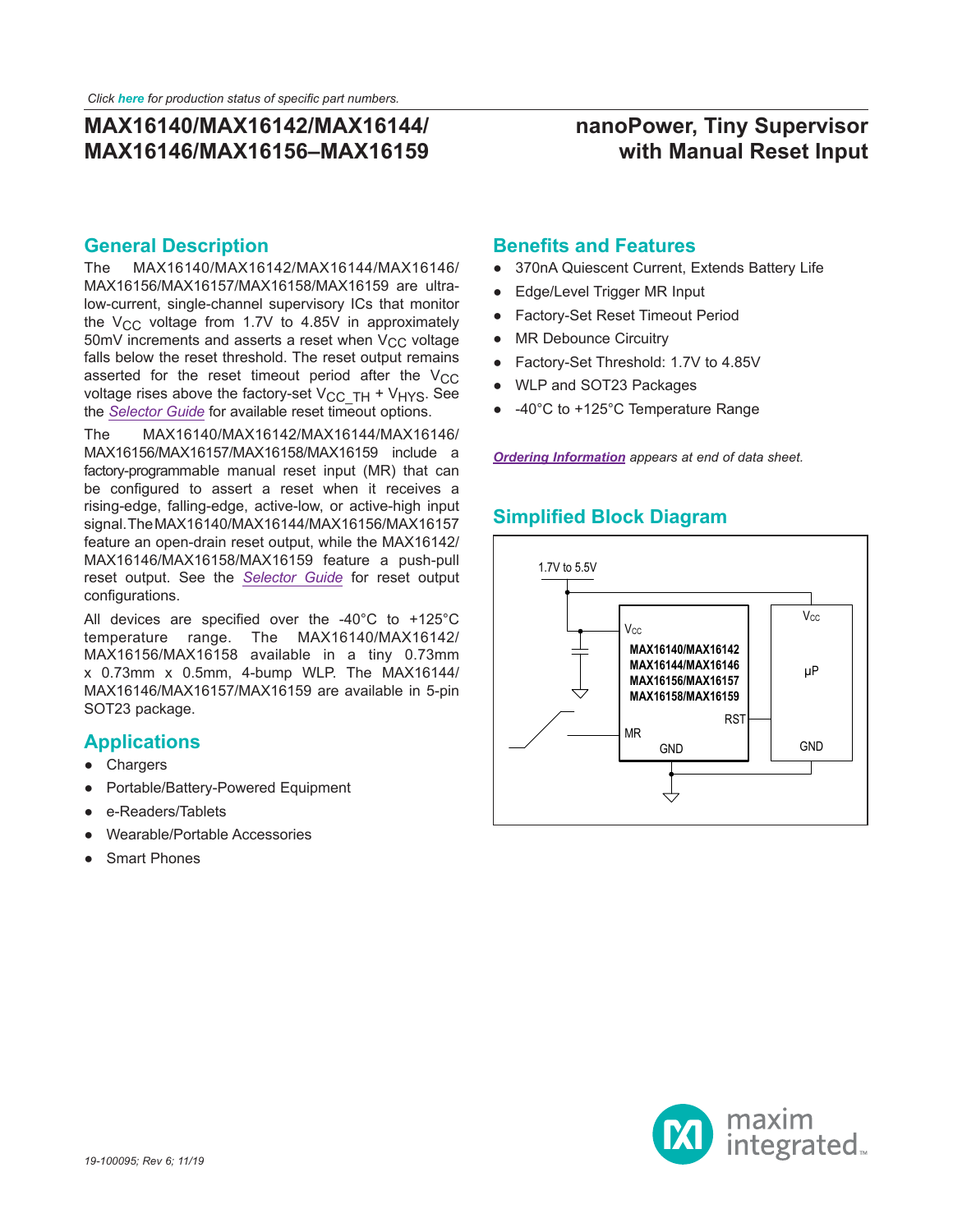Click here for production status of specific part numbers.

# MAX16140/MAX16142/MAX16144/MAX16146/MAX16156–MAX16159

# nanoPower, Tiny Supervisor with Manual Reset Input

## General Description

The MAX16140/MAX16142/MAX16144/MAX16146/MAX16156/MAX16157/MAX16158/MAX16159 are ultra-low-current, single-channel supervisory ICs that monitor the $V_{CC}$ voltage from 1.7V to 4.85V in approximately 50mV increments and asserts a reset when $V_{CC}$ voltage falls below the reset threshold. The reset output remains asserted for the reset timeout period after the $V_{CC}$ voltage rises above the factory-set $V_{CC\_TH}$ + $V_{HYS}$. See the *Selector Guide* for available reset timeout options.

The MAX16140/MAX16142/MAX16144/MAX16146/MAX16156/MAX16157/MAX16158/MAX16159 include a factory-programmable manual reset input (MR) that can be configured to assert a reset when it receives a rising-edge, falling-edge, active-low, or active-high input signal. The MAX16140/MAX16144/MAX16156/MAX16157 feature an open-drain reset output, while the MAX16142/MAX16146/MAX16158/MAX16159 feature a push-pull reset output. See the *Selector Guide* for reset output configurations.

All devices are specified over the -40°C to +125°C temperature range. The MAX16140/MAX16142/MAX16156/MAX16158 available in a tiny 0.73mm x 0.73mm x 0.5mm, 4-bump WLP. The MAX16144/MAX16146/MAX16157/MAX16159 are available in 5-pin SOT23 package.

## Applications

- Chargers
- Portable/Battery-Powered Equipment
- e-Readers/Tablets
- Wearable/Portable Accessories
- Smart Phones

## Benefits and Features

- 370nA Quiescent Current, Extends Battery Life
- Edge/Level Trigger MR Input
- Factory-Set Reset Timeout Period
- MR Debounce Circuitry
- Factory-Set Threshold: 1.7V to 4.85V
- WLP and SOT23 Packages
- -40°C to +125°C Temperature Range

*Ordering Information appears at end of data sheet.*

## Simplified Block Diagram

1.7V to 5.5V

$V_{CC}$

MAX16140/MAX16142
MAX16144/MAX16146
MAX16156/MAX16157
MAX16158/MAX16159

RST

MR

GND

$V_{CC}$

µP

GND

19-100095; Rev 6; 11/19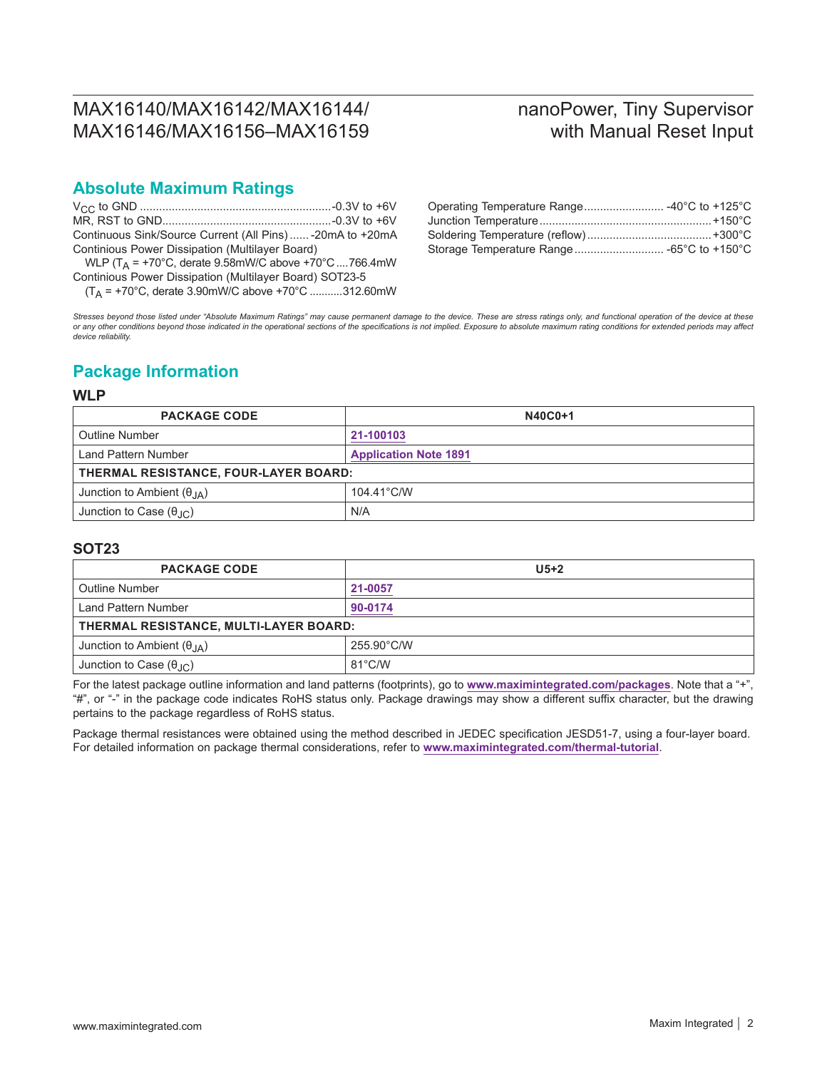## Absolute Maximum Ratings

$V_{CC}$ to GND ............................................................-0.3V to +6V
MR, RST to GND.....................................................-0.3V to +6V
Continuous Sink/Source Current (All Pins)...... -20mA to +20mA
Continious Power Dissipation (Multilayer Board)
  WLP ($T_A$ = +70°C, derate 9.58mW/C above +70°C ....766.4mW
Continious Power Dissipation (Multilayer Board) SOT23-5
  ($T_A$ = +70°C, derate 3.90mW/C above +70°C ...........312.60mW

Operating Temperature Range......................... -40°C to +125°C
Junction Temperature.....................................................+150°C
Soldering Temperature (reflow).......................................+300°C
Storage Temperature Range............................ -65°C to +150°C

*Stresses beyond those listed under "Absolute Maximum Ratings" may cause permanent damage to the device. These are stress ratings only, and functional operation of the device at these or any other conditions beyond those indicated in the operational sections of the specifications is not implied. Exposure to absolute maximum rating conditions for extended periods may affect device reliability.*

## Package Information

### WLP

| PACKAGE CODE | N40C0+1 |
|---|---|
| Outline Number | 21-100103 |
| Land Pattern Number | Application Note 1891 |
| **THERMAL RESISTANCE, FOUR-LAYER BOARD:** | |
| Junction to Ambient ($\theta_{JA}$) | 104.41°C/W |
| Junction to Case ($\theta_{JC}$) | N/A |

### SOT23

| PACKAGE CODE | U5+2 |
|---|---|
| Outline Number | 21-0057 |
| Land Pattern Number | 90-0174 |
| **THERMAL RESISTANCE, MULTI-LAYER BOARD:** | |
| Junction to Ambient ($\theta_{JA}$) | 255.90°C/W |
| Junction to Case ($\theta_{JC}$) | 81°C/W |

For the latest package outline information and land patterns (footprints), go to **www.maximintegrated.com/packages**. Note that a "+", "#", or "-" in the package code indicates RoHS status only. Package drawings may show a different suffix character, but the drawing pertains to the package regardless of RoHS status.

Package thermal resistances were obtained using the method described in JEDEC specification JESD51-7, using a four-layer board. For detailed information on package thermal considerations, refer to **www.maximintegrated.com/thermal-tutorial**.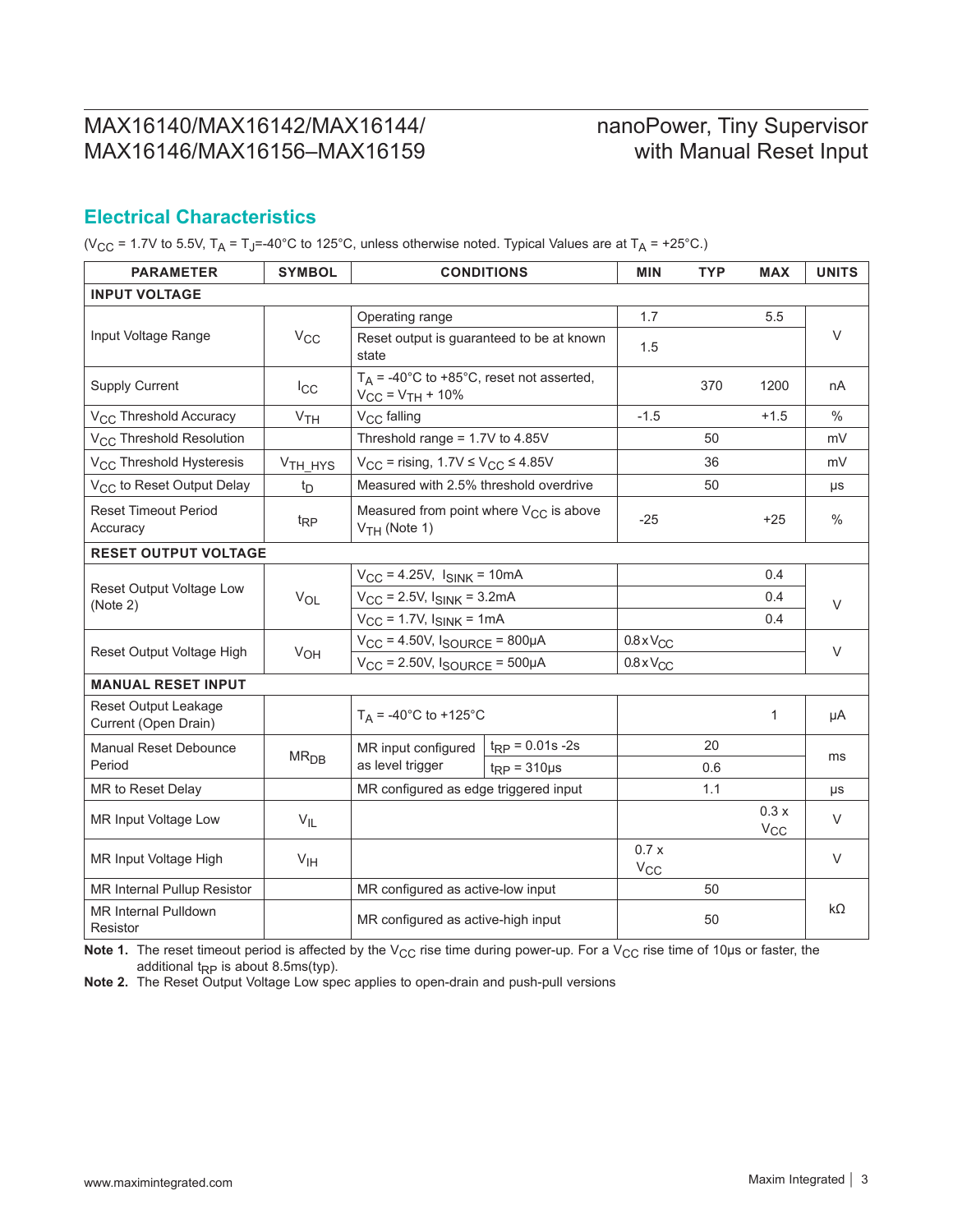## Electrical Characteristics

($V_{CC}$ = 1.7V to 5.5V, $T_A$ = $T_J$=-40°C to 125°C, unless otherwise noted. Typical Values are at $T_A$ = +25°C.)

| PARAMETER | SYMBOL | CONDITIONS | | MIN | TYP | MAX | UNITS |
|---|---|---|---|---|---|---|---|
| **INPUT VOLTAGE** | | | | | | | |
| Input Voltage Range | $V_{CC}$ | Operating range | | 1.7 | | 5.5 | V |
| | | Reset output is guaranteed to be at known state | | 1.5 | | | |
| Supply Current | $I_{CC}$ | $T_A$ = -40°C to +85°C, reset not asserted, $V_{CC}$ = $V_{TH}$ + 10% | | | 370 | 1200 | nA |
| $V_{CC}$ Threshold Accuracy | $V_{TH}$ | $V_{CC}$ falling | | -1.5 | | +1.5 | % |
| $V_{CC}$ Threshold Resolution | | Threshold range = 1.7V to 4.85V | | | 50 | | mV |
| $V_{CC}$ Threshold Hysteresis | $V_{TH\_HYS}$ | $V_{CC}$ = rising, 1.7V ≤ $V_{CC}$ ≤ 4.85V | | | 36 | | mV |
| $V_{CC}$ to Reset Output Delay | $t_D$ | Measured with 2.5% threshold overdrive | | | 50 | | μs |
| Reset Timeout Period Accuracy | $t_{RP}$ | Measured from point where $V_{CC}$ is above $V_{TH}$ (Note 1) | | -25 | | +25 | % |
| **RESET OUTPUT VOLTAGE** | | | | | | | |
| Reset Output Voltage Low (Note 2) | $V_{OL}$ | $V_{CC}$ = 4.25V, $I_{SINK}$ = 10mA | | | | 0.4 | V |
| | | $V_{CC}$ = 2.5V, $I_{SINK}$ = 3.2mA | | | | 0.4 | |
| | | $V_{CC}$ = 1.7V, $I_{SINK}$ = 1mA | | | | 0.4 | |
| Reset Output Voltage High | $V_{OH}$ | $V_{CC}$ = 4.50V, $I_{SOURCE}$ = 800μA | | 0.8 x $V_{CC}$ | | | V |
| | | $V_{CC}$ = 2.50V, $I_{SOURCE}$ = 500μA | | 0.8 x $V_{CC}$ | | | |
| **MANUAL RESET INPUT** | | | | | | | |
| Reset Output Leakage Current (Open Drain) | | $T_A$ = -40°C to +125°C | | | | 1 | μA |
| Manual Reset Debounce Period | $MR_{DB}$ | MR input configured as level trigger | $t_{RP}$ = 0.01s -2s | | 20 | | ms |
| | | | $t_{RP}$ = 310μs | | 0.6 | | |
| MR to Reset Delay | | MR configured as edge triggered input | | | 1.1 | | μs |
| MR Input Voltage Low | $V_{IL}$ | | | | | 0.3 x $V_{CC}$ | V |
| MR Input Voltage High | $V_{IH}$ | | | 0.7 x $V_{CC}$ | | | V |
| MR Internal Pullup Resistor | | MR configured as active-low input | | | 50 | | kΩ |
| MR Internal Pulldown Resistor | | MR configured as active-high input | | | 50 | | |

**Note 1.** The reset timeout period is affected by the $V_{CC}$ rise time during power-up. For a $V_{CC}$ rise time of 10μs or faster, the additional $t_{RP}$ is about 8.5ms(typ).

**Note 2.** The Reset Output Voltage Low spec applies to open-drain and push-pull versions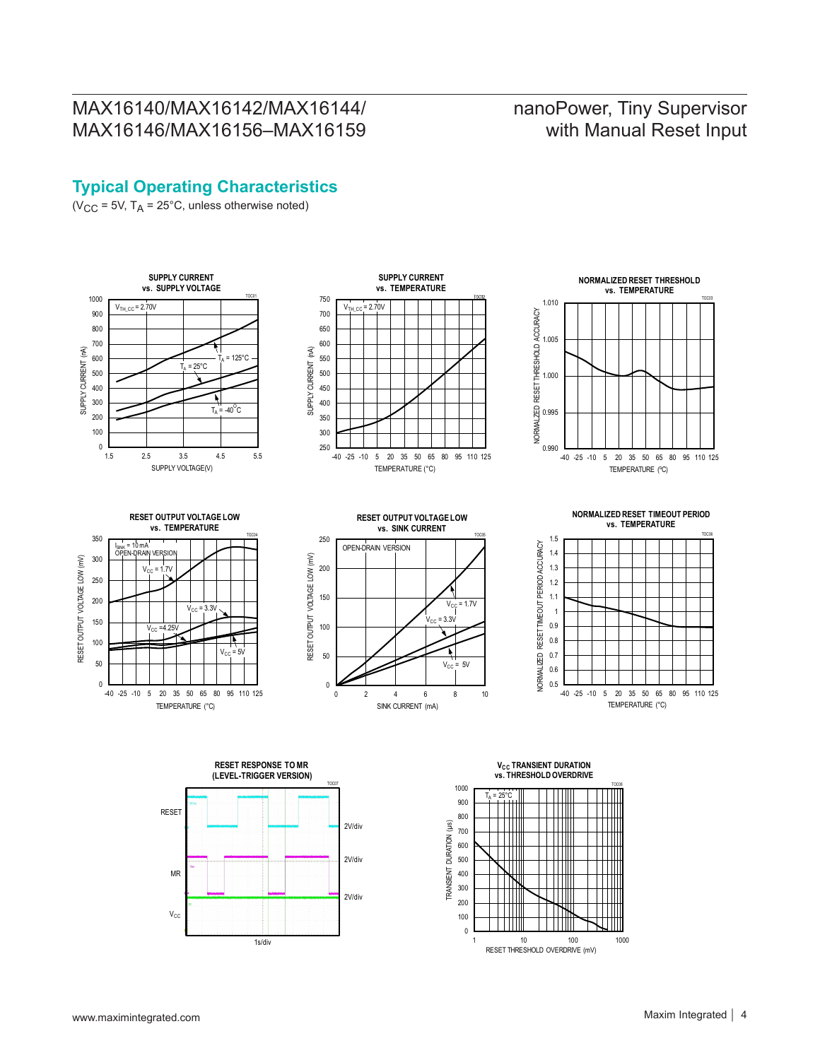## Typical Operating Characteristics

($V_{CC}$ = 5V, $T_A$ = 25°C, unless otherwise noted)

**SUPPLY CURRENT vs. SUPPLY VOLTAGE**

$V_{TH\_CC}$ = 2.70V

$T_A$ = 125°C, $T_A$ = 25°C, $T_A$ = -40°C

SUPPLY CURRENT (nA) vs. SUPPLY VOLTAGE(V)

**SUPPLY CURRENT vs. TEMPERATURE**

$V_{TH\_CC}$ = 2.70V

SUPPLY CURRENT (nA) vs. TEMPERATURE (°C)

**NORMALIZED RESET THRESHOLD vs. TEMPERATURE**

NORMALIZED RESET THRESHOLD ACCURACY vs. TEMPERATURE (°C)

**RESET OUTPUT VOLTAGE LOW vs. TEMPERATURE**

$I_{SINK}$ = 10 mA, OPEN-DRAIN VERSION

$V_{CC}$ = 1.7V, $V_{CC}$ = 3.3V, $V_{CC}$ = 4.25V, $V_{CC}$ = 5V

RESET OUTPUT VOLTAGE LOW (mV) vs. TEMPERATURE (°C)

**RESET OUTPUT VOLTAGE LOW vs. SINK CURRENT**

OPEN-DRAIN VERSION

$V_{CC}$ = 1.7V, $V_{CC}$ = 3.3V, $V_{CC}$ = 5V

RESET OUTPUT VOLTAGE LOW (mV) vs. SINK CURRENT (mA)

**NORMALIZED RESET TIMEOUT PERIOD vs. TEMPERATURE**

NORMALIZED RESET TIMEOUT PERIOD ACCURACY vs. TEMPERATURE (°C)

**RESET RESPONSE TO MR (LEVEL-TRIGGER VERSION)**

RESET 2V/div, MR 2V/div, $V_{CC}$ 2V/div, 1s/div

**$V_{CC}$ TRANSIENT DURATION vs. THRESHOLD OVERDRIVE**

$T_A$ = 25°C

TRANSIENT DURATION (µs) vs. RESET THRESHOLD OVERDRIVE (mV)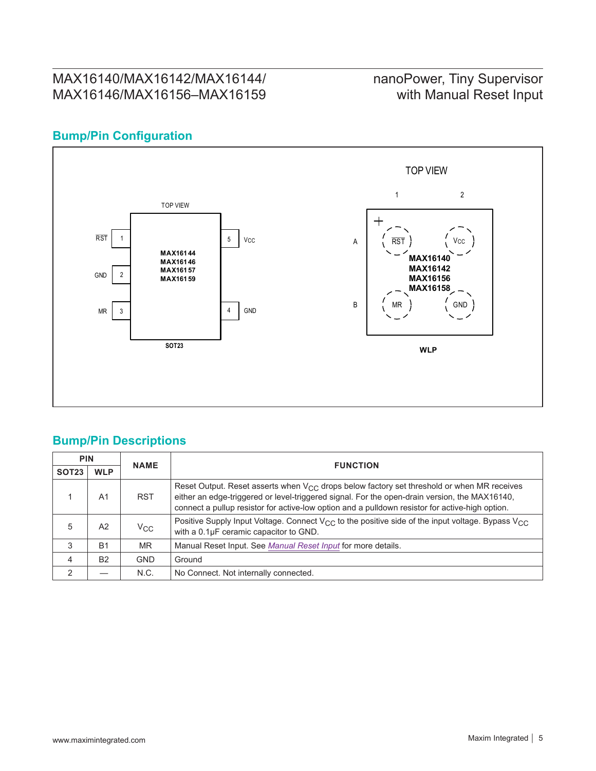## Bump/Pin Configuration

TOP VIEW

| Pin | Name | | Pin | Name |
|---|---|---|---|---|
| 1 | $\overline{RST}$ | | 5 | $V_{CC}$ |
| 2 | GND | | | |
| 3 | MR | | 4 | GND |

MAX16144
MAX16146
MAX16157
MAX16159

SOT23

TOP VIEW

| | 1 | 2 |
|---|---|---|
| A | $\overline{RST}$ | $V_{CC}$ |
| B | MR | GND |

MAX16140
MAX16142
MAX16156
MAX16158

WLP

## Bump/Pin Descriptions

| PIN | | NAME | FUNCTION |
|---|---|---|---|
| SOT23 | WLP | | |
| 1 | A1 | RST | Reset Output. Reset asserts when $V_{CC}$ drops below factory set threshold or when MR receives either an edge-triggered or level-triggered signal. For the open-drain version, the MAX16140, connect a pullup resistor for active-low option and a pulldown resistor for active-high option. |
| 5 | A2 | $V_{CC}$ | Positive Supply Input Voltage. Connect $V_{CC}$ to the positive side of the input voltage. Bypass $V_{CC}$ with a 0.1µF ceramic capacitor to GND. |
| 3 | B1 | MR | Manual Reset Input. See *Manual Reset Input* for more details. |
| 4 | B2 | GND | Ground |
| 2 | — | N.C. | No Connect. Not internally connected. |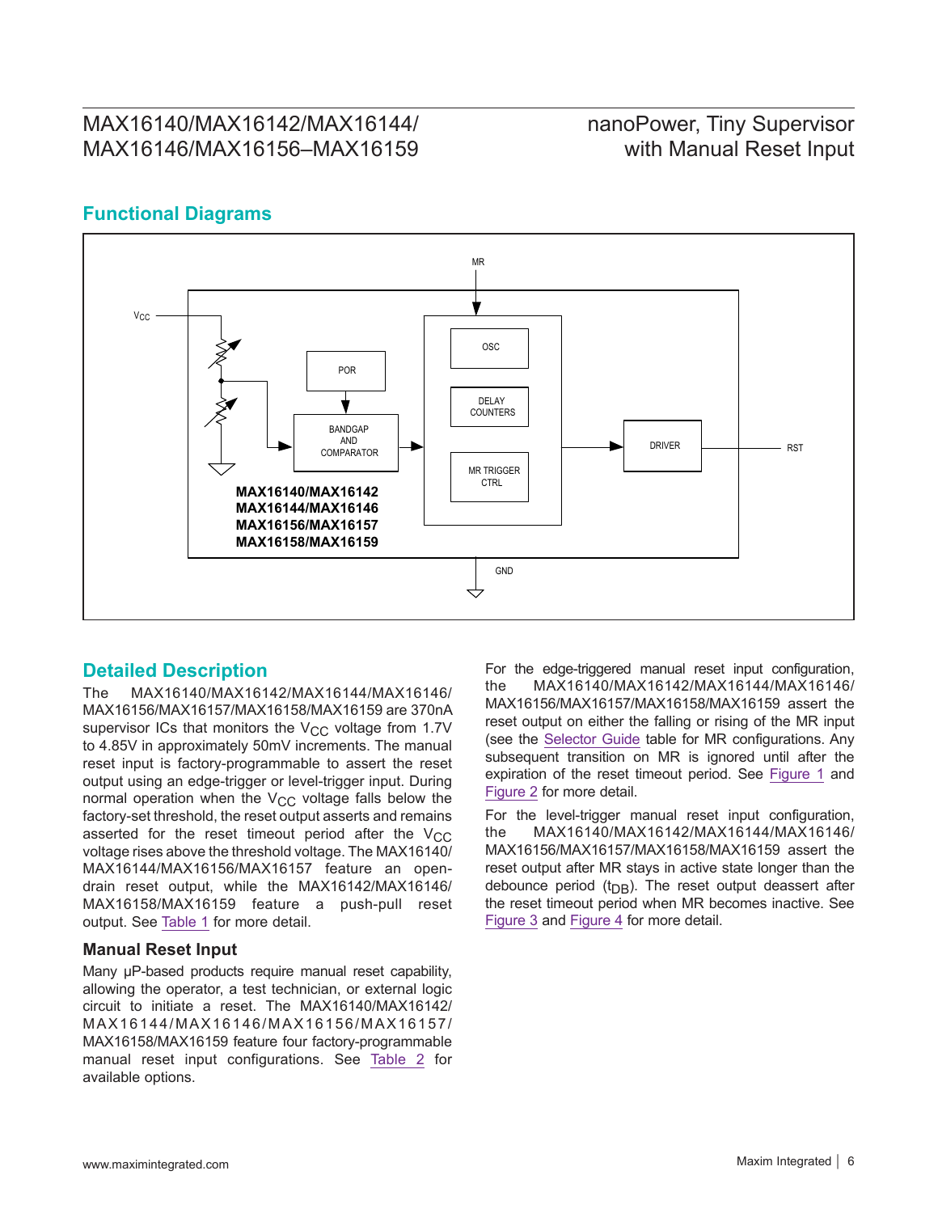## Functional Diagrams

MR

VCC

POR

OSC

DELAY COUNTERS

BANDGAP AND COMPARATOR

MR TRIGGER CTRL

DRIVER

RST

**MAX16140/MAX16142**
**MAX16144/MAX16146**
**MAX16156/MAX16157**
**MAX16158/MAX16159**

GND

## Detailed Description

The MAX16140/MAX16142/MAX16144/MAX16146/MAX16156/MAX16157/MAX16158/MAX16159 are 370nA supervisor ICs that monitors the $V_{CC}$ voltage from 1.7V to 4.85V in approximately 50mV increments. The manual reset input is factory-programmable to assert the reset output using an edge-trigger or level-trigger input. During normal operation when the $V_{CC}$ voltage falls below the factory-set threshold, the reset output asserts and remains asserted for the reset timeout period after the $V_{CC}$ voltage rises above the threshold voltage. The MAX16140/MAX16144/MAX16156/MAX16157 feature an open-drain reset output, while the MAX16142/MAX16146/MAX16158/MAX16159 feature a push-pull reset output. See Table 1 for more detail.

### Manual Reset Input

Many µP-based products require manual reset capability, allowing the operator, a test technician, or external logic circuit to initiate a reset. The MAX16140/MAX16142/MAX16144/MAX16146/MAX16156/MAX16157/MAX16158/MAX16159 feature four factory-programmable manual reset input configurations. See Table 2 for available options.

For the edge-triggered manual reset input configuration, the MAX16140/MAX16142/MAX16144/MAX16146/MAX16156/MAX16157/MAX16158/MAX16159 assert the reset output on either the falling or rising of the MR input (see the Selector Guide table for MR configurations. Any subsequent transition on MR is ignored until after the expiration of the reset timeout period. See Figure 1 and Figure 2 for more detail.

For the level-trigger manual reset input configuration, the MAX16140/MAX16142/MAX16144/MAX16146/MAX16156/MAX16157/MAX16158/MAX16159 assert the reset output after MR stays in active state longer than the debounce period ($t_{DB}$). The reset output deassert after the reset timeout period when MR becomes inactive. See Figure 3 and Figure 4 for more detail.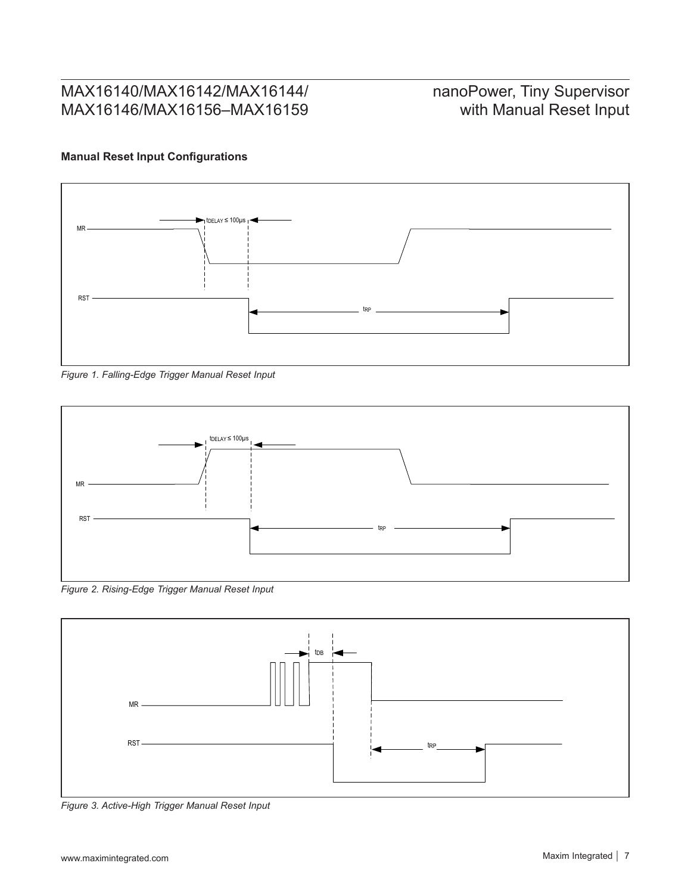### Manual Reset Input Configurations

MR

RST

$t_{DELAY} \leq 100\mu s$

$t_{RP}$

*Figure 1. Falling-Edge Trigger Manual Reset Input*

MR

RST

$t_{DELAY} \leq 100\mu s$

$t_{RP}$

*Figure 2. Rising-Edge Trigger Manual Reset Input*

MR

RST

$t_{DB}$

$t_{RP}$

*Figure 3. Active-High Trigger Manual Reset Input*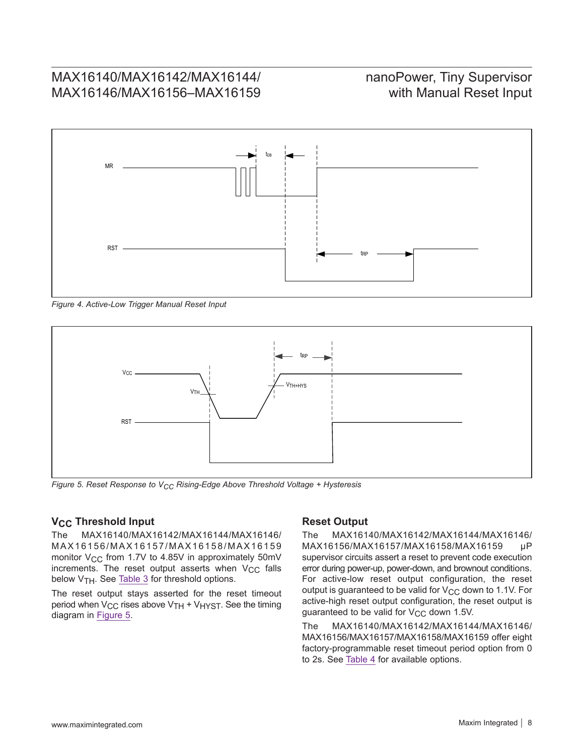*Figure 4. Active-Low Trigger Manual Reset Input*

*Figure 5. Reset Response to $V_{CC}$ Rising-Edge Above Threshold Voltage + Hysteresis*

## $V_{CC}$ Threshold Input

The MAX16140/MAX16142/MAX16144/MAX16146/MAX16156/MAX16157/MAX16158/MAX16159 monitor $V_{CC}$ from 1.7V to 4.85V in approximately 50mV increments. The reset output asserts when $V_{CC}$ falls below $V_{TH}$. See Table 3 for threshold options.

The reset output stays asserted for the reset timeout period when $V_{CC}$ rises above $V_{TH}$ + $V_{HYST}$. See the timing diagram in Figure 5.

## Reset Output

The MAX16140/MAX16142/MAX16144/MAX16146/MAX16156/MAX16157/MAX16158/MAX16159 μP supervisor circuits assert a reset to prevent code execution error during power-up, power-down, and brownout conditions. For active-low reset output configuration, the reset output is guaranteed to be valid for $V_{CC}$ down to 1.1V. For active-high reset output configuration, the reset output is guaranteed to be valid for $V_{CC}$ down 1.5V.

The MAX16140/MAX16142/MAX16144/MAX16146/MAX16156/MAX16157/MAX16158/MAX16159 offer eight factory-programmable reset timeout period option from 0 to 2s. See Table 4 for available options.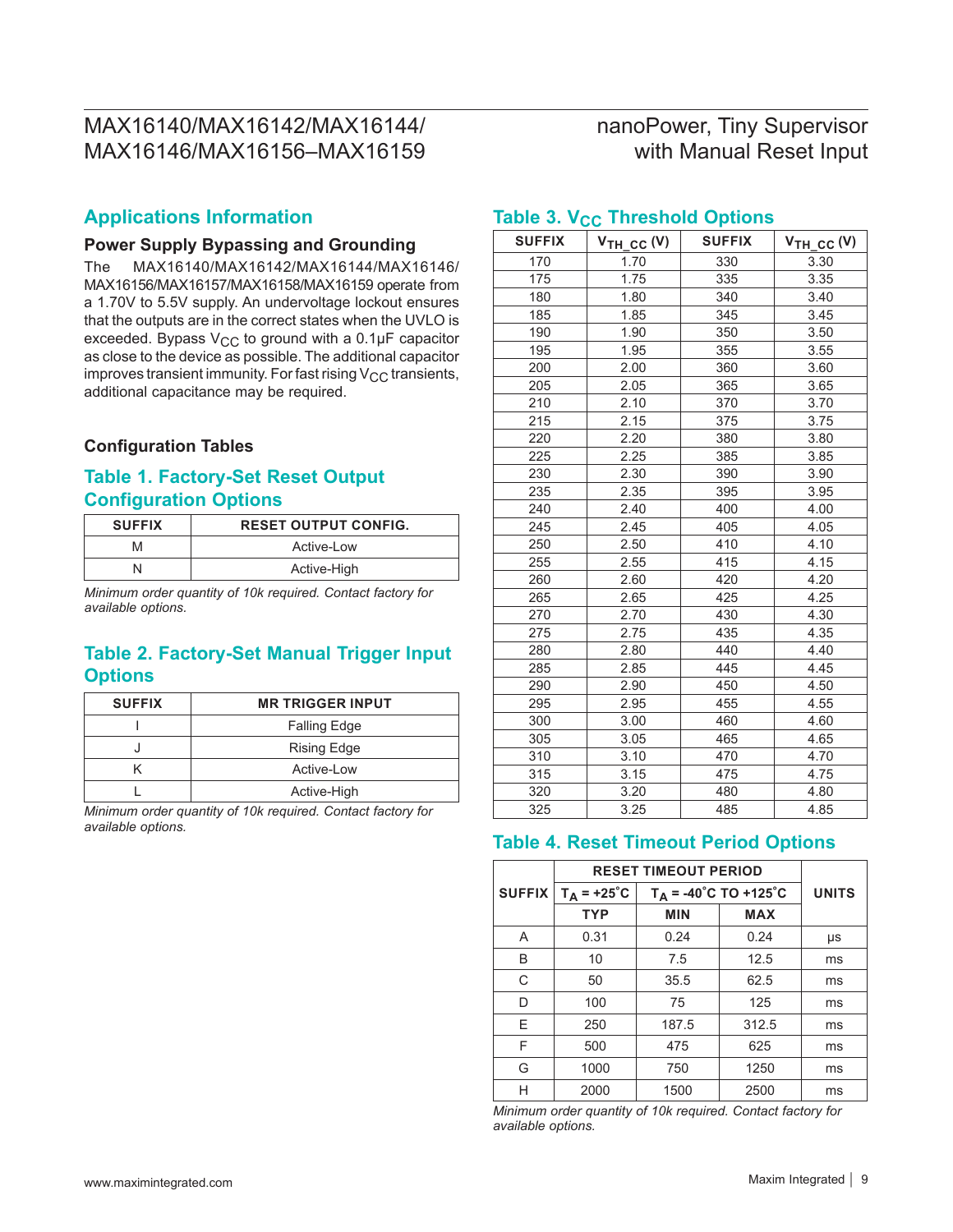## Applications Information

### Power Supply Bypassing and Grounding

The MAX16140/MAX16142/MAX16144/MAX16146/MAX16156/MAX16157/MAX16158/MAX16159 operate from a 1.70V to 5.5V supply. An undervoltage lockout ensures that the outputs are in the correct states when the UVLO is exceeded. Bypass $V_{CC}$ to ground with a 0.1μF capacitor as close to the device as possible. The additional capacitor improves transient immunity. For fast rising $V_{CC}$ transients, additional capacitance may be required.

### Configuration Tables

## Table 1. Factory-Set Reset Output Configuration Options

| SUFFIX | RESET OUTPUT CONFIG. |
|---|---|
| M | Active-Low |
| N | Active-High |

*Minimum order quantity of 10k required. Contact factory for available options.*

## Table 2. Factory-Set Manual Trigger Input Options

| SUFFIX | MR TRIGGER INPUT |
|---|---|
| I | Falling Edge |
| J | Rising Edge |
| K | Active-Low |
| L | Active-High |

*Minimum order quantity of 10k required. Contact factory for available options.*

## Table 3. $V_{CC}$ Threshold Options

| SUFFIX | $V_{TH\_CC}$ (V) | SUFFIX | $V_{TH\_CC}$ (V) |
|---|---|---|---|
| 170 | 1.70 | 330 | 3.30 |
| 175 | 1.75 | 335 | 3.35 |
| 180 | 1.80 | 340 | 3.40 |
| 185 | 1.85 | 345 | 3.45 |
| 190 | 1.90 | 350 | 3.50 |
| 195 | 1.95 | 355 | 3.55 |
| 200 | 2.00 | 360 | 3.60 |
| 205 | 2.05 | 365 | 3.65 |
| 210 | 2.10 | 370 | 3.70 |
| 215 | 2.15 | 375 | 3.75 |
| 220 | 2.20 | 380 | 3.80 |
| 225 | 2.25 | 385 | 3.85 |
| 230 | 2.30 | 390 | 3.90 |
| 235 | 2.35 | 395 | 3.95 |
| 240 | 2.40 | 400 | 4.00 |
| 245 | 2.45 | 405 | 4.05 |
| 250 | 2.50 | 410 | 4.10 |
| 255 | 2.55 | 415 | 4.15 |
| 260 | 2.60 | 420 | 4.20 |
| 265 | 2.65 | 425 | 4.25 |
| 270 | 2.70 | 430 | 4.30 |
| 275 | 2.75 | 435 | 4.35 |
| 280 | 2.80 | 440 | 4.40 |
| 285 | 2.85 | 445 | 4.45 |
| 290 | 2.90 | 450 | 4.50 |
| 295 | 2.95 | 455 | 4.55 |
| 300 | 3.00 | 460 | 4.60 |
| 305 | 3.05 | 465 | 4.65 |
| 310 | 3.10 | 470 | 4.70 |
| 315 | 3.15 | 475 | 4.75 |
| 320 | 3.20 | 480 | 4.80 |
| 325 | 3.25 | 485 | 4.85 |

## Table 4. Reset Timeout Period Options

| SUFFIX | RESET TIMEOUT PERIOD | | | UNITS |
|---|---|---|---|---|
| | $T_A$ = +25˚C | $T_A$ = -40˚C TO +125˚C | | |
| | TYP | MIN | MAX | |
| A | 0.31 | 0.24 | 0.24 | μs |
| B | 10 | 7.5 | 12.5 | ms |
| C | 50 | 35.5 | 62.5 | ms |
| D | 100 | 75 | 125 | ms |
| E | 250 | 187.5 | 312.5 | ms |
| F | 500 | 475 | 625 | ms |
| G | 1000 | 750 | 1250 | ms |
| H | 2000 | 1500 | 2500 | ms |

*Minimum order quantity of 10k required. Contact factory for available options.*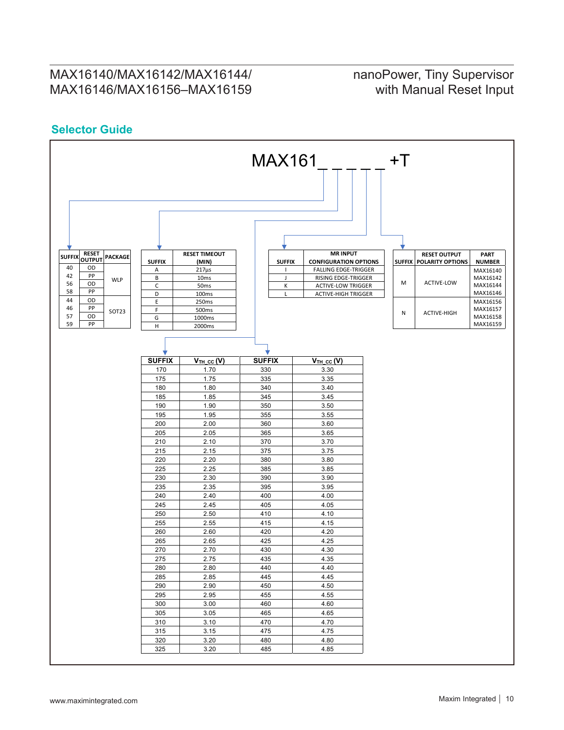## Selector Guide

MAX161_ _ _ _ _ +T

| SUFFIX | RESET OUTPUT | PACKAGE |
|---|---|---|
| 40 | OD | WLP |
| 42 | PP | |
| 56 | OD | |
| 58 | PP | |
| 44 | OD | SOT23 |
| 46 | PP | |
| 57 | OD | |
| 59 | PP | |

| SUFFIX | RESET TIMEOUT (MIN) |
|---|---|
| A | 217µs |
| B | 10ms |
| C | 50ms |
| D | 100ms |
| E | 250ms |
| F | 500ms |
| G | 1000ms |
| H | 2000ms |

| SUFFIX | MR INPUT CONFIGURATION OPTIONS |
|---|---|
| I | FALLING EDGE-TRIGGER |
| J | RISING EDGE-TRIGGER |
| K | ACTIVE-LOW TRIGGER |
| L | ACTIVE-HIGH TRIGGER |

| SUFFIX | RESET OUTPUT POLARITY OPTIONS | PART NUMBER |
|---|---|---|
| M | ACTIVE-LOW | MAX16140<br>MAX16142<br>MAX16144<br>MAX16146 |
| N | ACTIVE-HIGH | MAX16156<br>MAX16157<br>MAX16158<br>MAX16159 |

| SUFFIX | $V_{TH\_CC}$ (V) | SUFFIX | $V_{TH\_CC}$ (V) |
|---|---|---|---|
| 170 | 1.70 | 330 | 3.30 |
| 175 | 1.75 | 335 | 3.35 |
| 180 | 1.80 | 340 | 3.40 |
| 185 | 1.85 | 345 | 3.45 |
| 190 | 1.90 | 350 | 3.50 |
| 195 | 1.95 | 355 | 3.55 |
| 200 | 2.00 | 360 | 3.60 |
| 205 | 2.05 | 365 | 3.65 |
| 210 | 2.10 | 370 | 3.70 |
| 215 | 2.15 | 375 | 3.75 |
| 220 | 2.20 | 380 | 3.80 |
| 225 | 2.25 | 385 | 3.85 |
| 230 | 2.30 | 390 | 3.90 |
| 235 | 2.35 | 395 | 3.95 |
| 240 | 2.40 | 400 | 4.00 |
| 245 | 2.45 | 405 | 4.05 |
| 250 | 2.50 | 410 | 4.10 |
| 255 | 2.55 | 415 | 4.15 |
| 260 | 2.60 | 420 | 4.20 |
| 265 | 2.65 | 425 | 4.25 |
| 270 | 2.70 | 430 | 4.30 |
| 275 | 2.75 | 435 | 4.35 |
| 280 | 2.80 | 440 | 4.40 |
| 285 | 2.85 | 445 | 4.45 |
| 290 | 2.90 | 450 | 4.50 |
| 295 | 2.95 | 455 | 4.55 |
| 300 | 3.00 | 460 | 4.60 |
| 305 | 3.05 | 465 | 4.65 |
| 310 | 3.10 | 470 | 4.70 |
| 315 | 3.15 | 475 | 4.75 |
| 320 | 3.20 | 480 | 4.80 |
| 325 | 3.20 | 485 | 4.85 |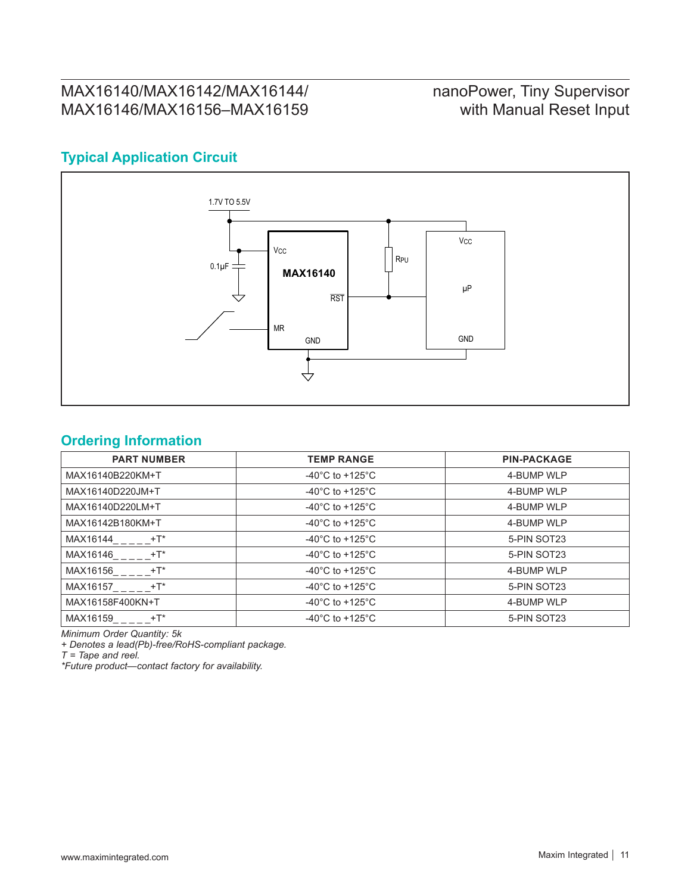## Typical Application Circuit

1.7V TO 5.5V

0.1μF

$V_{CC}$

MAX16140

$\overline{RST}$

MR

GND

$R_{PU}$

$V_{CC}$

μP

GND

## Ordering Information

| PART NUMBER | TEMP RANGE | PIN-PACKAGE |
|---|---|---|
| MAX16140B220KM+T | -40°C to +125°C | 4-BUMP WLP |
| MAX16140D220JM+T | -40°C to +125°C | 4-BUMP WLP |
| MAX16140D220LM+T | -40°C to +125°C | 4-BUMP WLP |
| MAX16142B180KM+T | -40°C to +125°C | 4-BUMP WLP |
| MAX16144_ _ _ _ _+T* | -40°C to +125°C | 5-PIN SOT23 |
| MAX16146_ _ _ _ _+T* | -40°C to +125°C | 5-PIN SOT23 |
| MAX16156_ _ _ _ _+T* | -40°C to +125°C | 4-BUMP WLP |
| MAX16157_ _ _ _ _+T* | -40°C to +125°C | 5-PIN SOT23 |
| MAX16158F400KN+T | -40°C to +125°C | 4-BUMP WLP |
| MAX16159_ _ _ _ _+T* | -40°C to +125°C | 5-PIN SOT23 |

*Minimum Order Quantity: 5k*
*+ Denotes a lead(Pb)-free/RoHS-compliant package.*
*T = Tape and reel.*
*\*Future product—contact factory for availability.*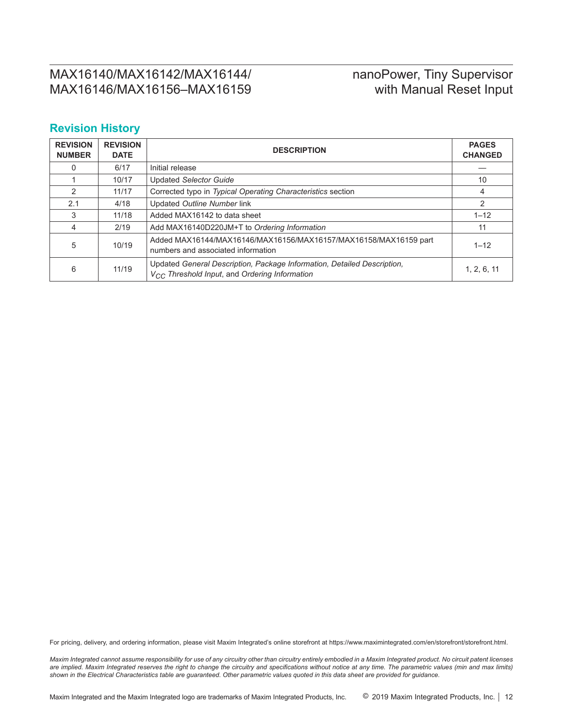## Revision History

| REVISION NUMBER | REVISION DATE | DESCRIPTION | PAGES CHANGED |
|---|---|---|---|
| 0 | 6/17 | Initial release | — |
| 1 | 10/17 | Updated *Selector Guide* | 10 |
| 2 | 11/17 | Corrected typo in *Typical Operating Characteristics* section | 4 |
| 2.1 | 4/18 | Updated *Outline Number* link | 2 |
| 3 | 11/18 | Added MAX16142 to data sheet | 1–12 |
| 4 | 2/19 | Add MAX16140D220JM+T to *Ordering Information* | 11 |
| 5 | 10/19 | Added MAX16144/MAX16146/MAX16156/MAX16157/MAX16158/MAX16159 part numbers and associated information | 1–12 |
| 6 | 11/19 | Updated *General Description, Package Information, Detailed Description,* *$V_{CC}$ Threshold Input*, and *Ordering Information* | 1, 2, 6, 11 |

For pricing, delivery, and ordering information, please visit Maxim Integrated's online storefront at https://www.maximintegrated.com/en/storefront/storefront.html.

*Maxim Integrated cannot assume responsibility for use of any circuitry other than circuitry entirely embodied in a Maxim Integrated product. No circuit patent licenses are implied. Maxim Integrated reserves the right to change the circuitry and specifications without notice at any time. The parametric values (min and max limits) shown in the Electrical Characteristics table are guaranteed. Other parametric values quoted in this data sheet are provided for guidance.*

Maxim Integrated and the Maxim Integrated logo are trademarks of Maxim Integrated Products, Inc.

© 2019 Maxim Integrated Products, Inc.